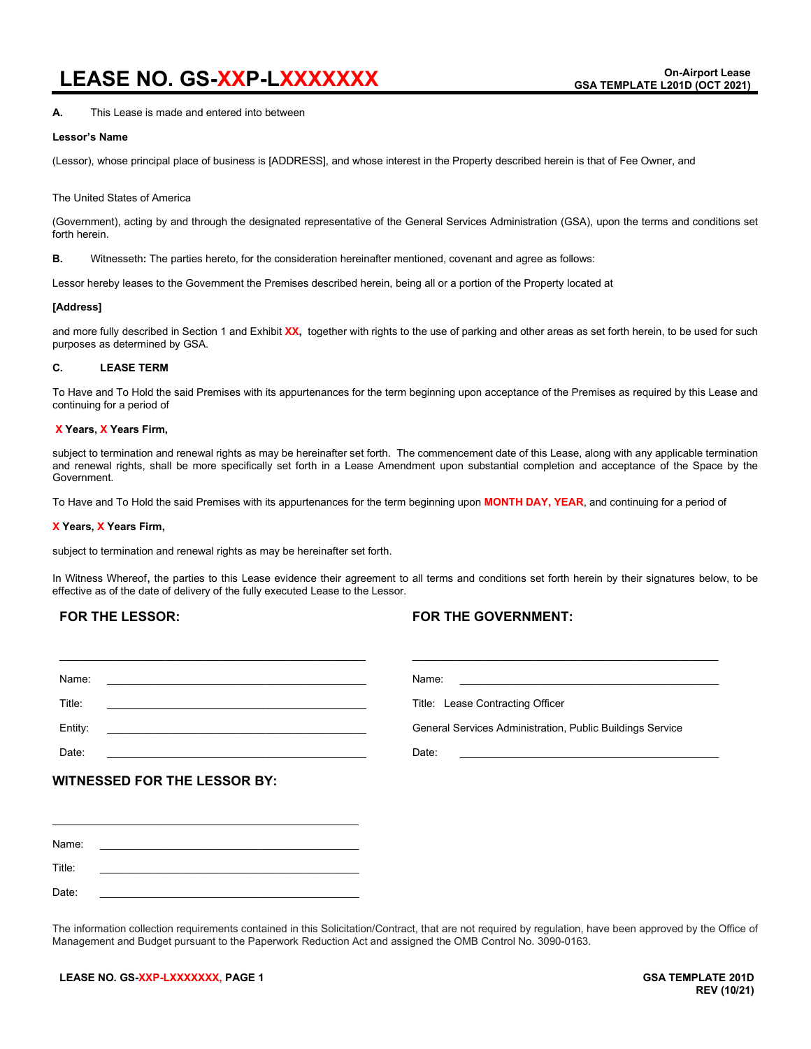# LEASE NO. GS-XXP-LXXXXXXX

On-Airport Lease
GSA TEMPLATE L201D (OCT 2021)

**A.** This Lease is made and entered into between

**Lessor's Name**

(Lessor), whose principal place of business is [ADDRESS], and whose interest in the Property described herein is that of Fee Owner, and

The United States of America

(Government), acting by and through the designated representative of the General Services Administration (GSA), upon the terms and conditions set forth herein.

**B.** Witnesseth**:** The parties hereto, for the consideration hereinafter mentioned, covenant and agree as follows:

Lessor hereby leases to the Government the Premises described herein, being all or a portion of the Property located at

**[Address]**

and more fully described in Section 1 and Exhibit **XX,** together with rights to the use of parking and other areas as set forth herein, to be used for such purposes as determined by GSA.

**C. LEASE TERM**

To Have and To Hold the said Premises with its appurtenances for the term beginning upon acceptance of the Premises as required by this Lease and continuing for a period of

**X Years, X Years Firm,**

subject to termination and renewal rights as may be hereinafter set forth. The commencement date of this Lease, along with any applicable termination and renewal rights, shall be more specifically set forth in a Lease Amendment upon substantial completion and acceptance of the Space by the Government.

To Have and To Hold the said Premises with its appurtenances for the term beginning upon **MONTH DAY, YEAR**, and continuing for a period of

**X Years, X Years Firm,**

subject to termination and renewal rights as may be hereinafter set forth.

In Witness Whereof**,** the parties to this Lease evidence their agreement to all terms and conditions set forth herein by their signatures below, to be effective as of the date of delivery of the fully executed Lease to the Lessor.

| **FOR THE LESSOR:** | **FOR THE GOVERNMENT:** |
|---|---|
| ______________________________ | ______________________________ |
| Name: ______________________ | Name: ______________________ |
| Title: ______________________ | Title: Lease Contracting Officer |
| Entity: ______________________ | General Services Administration, Public Buildings Service |
| Date: ______________________ | Date: ______________________ |

## WITNESSED FOR THE LESSOR BY:

______________________________

Name: ______________________

Title: ______________________

Date: ______________________

The information collection requirements contained in this Solicitation/Contract, that are not required by regulation, have been approved by the Office of Management and Budget pursuant to the Paperwork Reduction Act and assigned the OMB Control No. 3090-0163.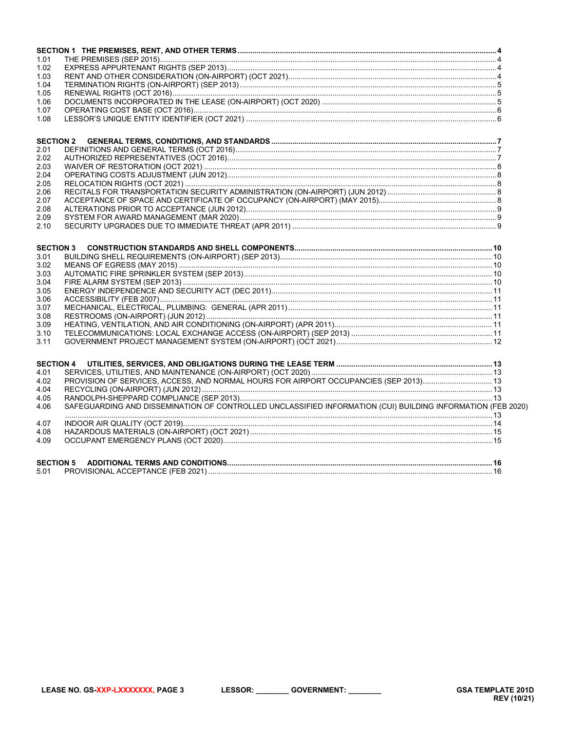| | | |
|---|---|---|
| **SECTION 1** | **THE PREMISES, RENT, AND OTHER TERMS** | **4** |
| 1.01 | THE PREMISES (SEP 2015) | 4 |
| 1.02 | EXPRESS APPURTENANT RIGHTS (SEP 2013) | 4 |
| 1.03 | RENT AND OTHER CONSIDERATION (ON-AIRPORT) (OCT 2021) | 4 |
| 1.04 | TERMINATION RIGHTS (ON-AIRPORT) (SEP 2013) | 5 |
| 1.05 | RENEWAL RIGHTS (OCT 2016) | 5 |
| 1.06 | DOCUMENTS INCORPORATED IN THE LEASE (ON-AIRPORT) (OCT 2020) | 5 |
| 1.07 | OPERATING COST BASE (OCT 2016) | 6 |
| 1.08 | LESSOR'S UNIQUE ENTITY IDENTIFIER (OCT 2021) | 6 |
| **SECTION 2** | **GENERAL TERMS, CONDITIONS, AND STANDARDS** | **7** |
| 2.01 | DEFINITIONS AND GENERAL TERMS (OCT 2016) | 7 |
| 2.02 | AUTHORIZED REPRESENTATIVES (OCT 2016) | 7 |
| 2.03 | WAIVER OF RESTORATION (OCT 2021) | 8 |
| 2.04 | OPERATING COSTS ADJUSTMENT (JUN 2012) | 8 |
| 2.05 | RELOCATION RIGHTS (OCT 2021) | 8 |
| 2.06 | RECITALS FOR TRANSPORTATION SECURITY ADMINISTRATION (ON-AIRPORT) (JUN 2012) | 8 |
| 2.07 | ACCEPTANCE OF SPACE AND CERTIFICATE OF OCCUPANCY (ON-AIRPORT) (MAY 2015) | 8 |
| 2.08 | ALTERATIONS PRIOR TO ACCEPTANCE (JUN 2012) | 9 |
| 2.09 | SYSTEM FOR AWARD MANAGEMENT (MAR 2020) | 9 |
| 2.10 | SECURITY UPGRADES DUE TO IMMEDIATE THREAT (APR 2011) | 9 |
| **SECTION 3** | **CONSTRUCTION STANDARDS AND SHELL COMPONENTS** | **10** |
| 3.01 | BUILDING SHELL REQUIREMENTS (ON-AIRPORT) (SEP 2013) | 10 |
| 3.02 | MEANS OF EGRESS (MAY 2015) | 10 |
| 3.03 | AUTOMATIC FIRE SPRINKLER SYSTEM (SEP 2013) | 10 |
| 3.04 | FIRE ALARM SYSTEM (SEP 2013) | 10 |
| 3.05 | ENERGY INDEPENDENCE AND SECURITY ACT (DEC 2011) | 11 |
| 3.06 | ACCESSIBILITY (FEB 2007) | 11 |
| 3.07 | MECHANICAL, ELECTRICAL, PLUMBING: GENERAL (APR 2011) | 11 |
| 3.08 | RESTROOMS (ON-AIRPORT) (JUN 2012) | 11 |
| 3.09 | HEATING, VENTILATION, AND AIR CONDITIONING (ON-AIRPORT) (APR 2011) | 11 |
| 3.10 | TELECOMMUNICATIONS: LOCAL EXCHANGE ACCESS (ON-AIRPORT) (SEP 2013) | 11 |
| 3.11 | GOVERNMENT PROJECT MANAGEMENT SYSTEM (ON-AIRPORT) (OCT 2021) | 12 |
| **SECTION 4** | **UTILITIES, SERVICES, AND OBLIGATIONS DURING THE LEASE TERM** | **13** |
| 4.01 | SERVICES, UTILITIES, AND MAINTENANCE (ON-AIRPORT) (OCT 2020) | 13 |
| 4.02 | PROVISION OF SERVICES, ACCESS, AND NORMAL HOURS FOR AIRPORT OCCUPANCIES (SEP 2013) | 13 |
| 4.04 | RECYCLING (ON-AIRPORT) (JUN 2012) | 13 |
| 4.05 | RANDOLPH-SHEPPARD COMPLIANCE (SEP 2013) | 13 |
| 4.06 | SAFEGUARDING AND DISSEMINATION OF CONTROLLED UNCLASSIFIED INFORMATION (CUI) BUILDING INFORMATION (FEB 2020) | 13 |
| 4.07 | INDOOR AIR QUALITY (OCT 2019) | 14 |
| 4.08 | HAZARDOUS MATERIALS (ON-AIRPORT) (OCT 2021) | 15 |
| 4.09 | OCCUPANT EMERGENCY PLANS (OCT 2020) | 15 |
| **SECTION 5** | **ADDITIONAL TERMS AND CONDITIONS** | **16** |
| 5.01 | PROVISIONAL ACCEPTANCE (FEB 2021) | 16 |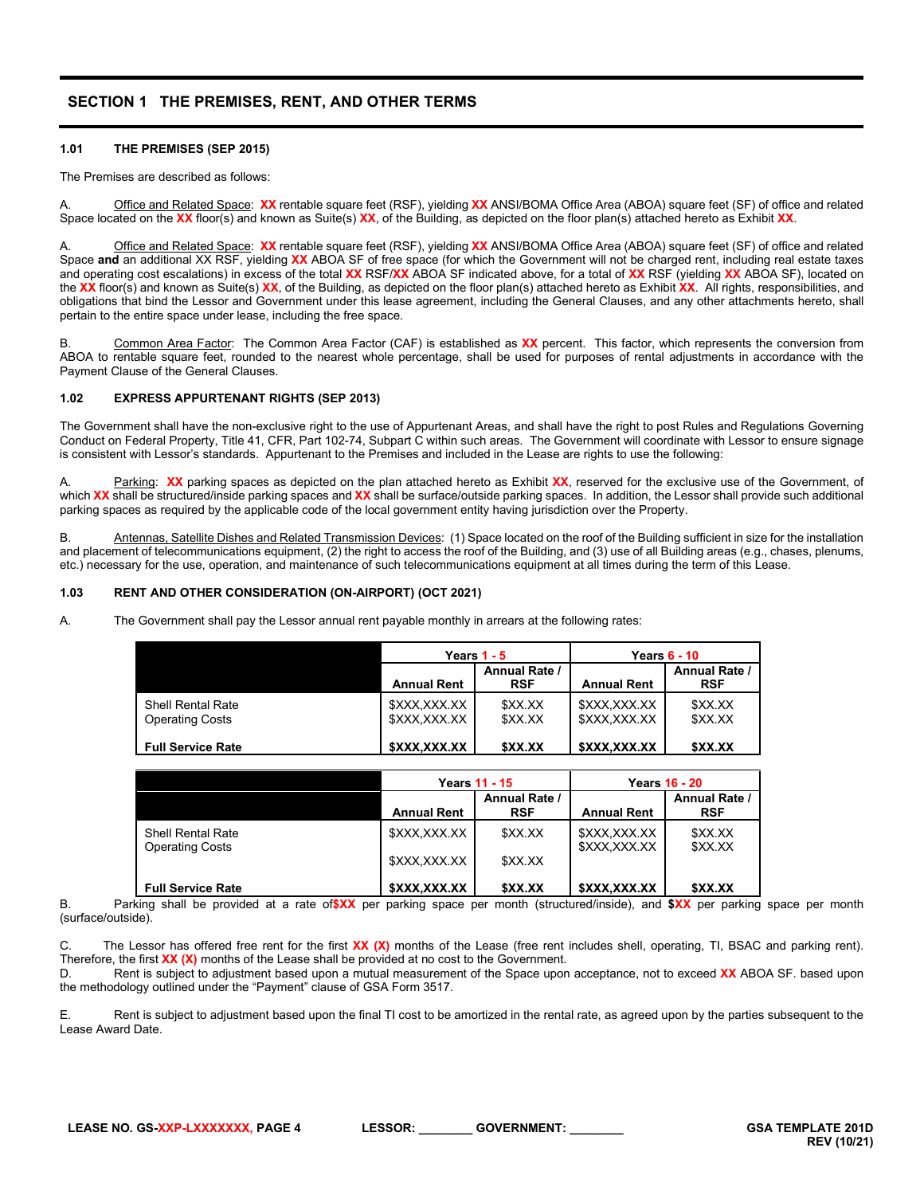## SECTION 1 THE PREMISES, RENT, AND OTHER TERMS

### 1.01 THE PREMISES (SEP 2015)

The Premises are described as follows:

A. Office and Related Space: **XX** rentable square feet (RSF), yielding **XX** ANSI/BOMA Office Area (ABOA) square feet (SF) of office and related Space located on the **XX** floor(s) and known as Suite(s) **XX**, of the Building, as depicted on the floor plan(s) attached hereto as Exhibit **XX**.

A. Office and Related Space: **XX** rentable square feet (RSF), yielding **XX** ANSI/BOMA Office Area (ABOA) square feet (SF) of office and related Space **and** an additional XX RSF, yielding **XX** ABOA SF of free space (for which the Government will not be charged rent, including real estate taxes and operating cost escalations) in excess of the total **XX** RSF/**XX** ABOA SF indicated above, for a total of **XX** RSF (yielding **XX** ABOA SF), located on the **XX** floor(s) and known as Suite(s) **XX**, of the Building, as depicted on the floor plan(s) attached hereto as Exhibit **XX**. All rights, responsibilities, and obligations that bind the Lessor and Government under this lease agreement, including the General Clauses, and any other attachments hereto, shall pertain to the entire space under lease, including the free space.

B. Common Area Factor: The Common Area Factor (CAF) is established as **XX** percent. This factor, which represents the conversion from ABOA to rentable square feet, rounded to the nearest whole percentage, shall be used for purposes of rental adjustments in accordance with the Payment Clause of the General Clauses.

### 1.02 EXPRESS APPURTENANT RIGHTS (SEP 2013)

The Government shall have the non-exclusive right to the use of Appurtenant Areas, and shall have the right to post Rules and Regulations Governing Conduct on Federal Property, Title 41, CFR, Part 102-74, Subpart C within such areas. The Government will coordinate with Lessor to ensure signage is consistent with Lessor's standards. Appurtenant to the Premises and included in the Lease are rights to use the following:

A. Parking: **XX** parking spaces as depicted on the plan attached hereto as Exhibit **XX**, reserved for the exclusive use of the Government, of which **XX** shall be structured/inside parking spaces and **XX** shall be surface/outside parking spaces. In addition, the Lessor shall provide such additional parking spaces as required by the applicable code of the local government entity having jurisdiction over the Property.

B. Antennas, Satellite Dishes and Related Transmission Devices: (1) Space located on the roof of the Building sufficient in size for the installation and placement of telecommunications equipment, (2) the right to access the roof of the Building, and (3) use of all Building areas (e.g., chases, plenums, etc.) necessary for the use, operation, and maintenance of such telecommunications equipment at all times during the term of this Lease.

### 1.03 RENT AND OTHER CONSIDERATION (ON-AIRPORT) (OCT 2021)

A. The Government shall pay the Lessor annual rent payable monthly in arrears at the following rates:

| | Years 1 - 5 | | Years 6 - 10 | |
|---|---|---|---|---|
| | **Annual Rent** | **Annual Rate / RSF** | **Annual Rent** | **Annual Rate / RSF** |
| Shell Rental Rate | $XXX,XXX.XX | $XX.XX | $XXX,XXX.XX | $XX.XX |
| Operating Costs | $XXX,XXX.XX | $XX.XX | $XXX,XXX.XX | $XX.XX |
| **Full Service Rate** | **$XXX,XXX.XX** | **$XX.XX** | **$XXX,XXX.XX** | **$XX.XX** |

| | Years 11 - 15 | | Years 16 - 20 | |
|---|---|---|---|---|
| | **Annual Rent** | **Annual Rate / RSF** | **Annual Rent** | **Annual Rate / RSF** |
| Shell Rental Rate | $XXX,XXX.XX | $XX.XX | $XXX,XXX.XX | $XX.XX |
| Operating Costs | $XXX,XXX.XX | $XX.XX | $XXX,XXX.XX | $XX.XX |
| **Full Service Rate** | **$XXX,XXX.XX** | **$XX.XX** | **$XXX,XXX.XX** | **$XX.XX** |

B. Parking shall be provided at a rate of **$XX** per parking space per month (structured/inside), and **$XX** per parking space per month (surface/outside).

C. The Lessor has offered free rent for the first **XX (X)** months of the Lease (free rent includes shell, operating, TI, BSAC and parking rent). Therefore, the first **XX (X)** months of the Lease shall be provided at no cost to the Government.

D. Rent is subject to adjustment based upon a mutual measurement of the Space upon acceptance, not to exceed **XX** ABOA SF. based upon the methodology outlined under the "Payment" clause of GSA Form 3517.

E. Rent is subject to adjustment based upon the final TI cost to be amortized in the rental rate, as agreed upon by the parties subsequent to the Lease Award Date.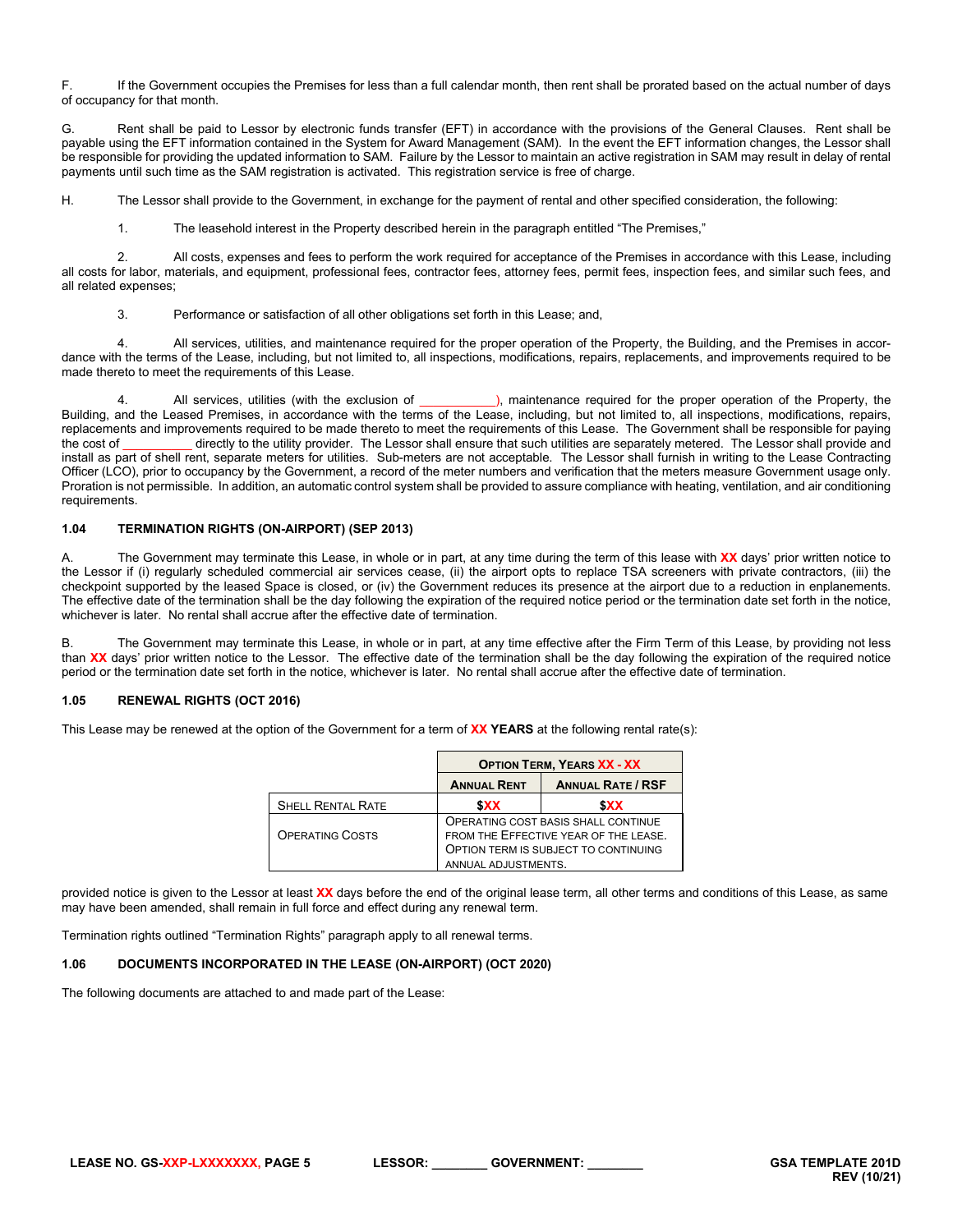F. If the Government occupies the Premises for less than a full calendar month, then rent shall be prorated based on the actual number of days of occupancy for that month.

G. Rent shall be paid to Lessor by electronic funds transfer (EFT) in accordance with the provisions of the General Clauses. Rent shall be payable using the EFT information contained in the System for Award Management (SAM). In the event the EFT information changes, the Lessor shall be responsible for providing the updated information to SAM. Failure by the Lessor to maintain an active registration in SAM may result in delay of rental payments until such time as the SAM registration is activated. This registration service is free of charge.

H. The Lessor shall provide to the Government, in exchange for the payment of rental and other specified consideration, the following:

1. The leasehold interest in the Property described herein in the paragraph entitled "The Premises,"

2. All costs, expenses and fees to perform the work required for acceptance of the Premises in accordance with this Lease, including all costs for labor, materials, and equipment, professional fees, contractor fees, attorney fees, permit fees, inspection fees, and similar such fees, and all related expenses;

3. Performance or satisfaction of all other obligations set forth in this Lease; and,

4. All services, utilities, and maintenance required for the proper operation of the Property, the Building, and the Premises in accordance with the terms of the Lease, including, but not limited to, all inspections, modifications, repairs, replacements, and improvements required to be made thereto to meet the requirements of this Lease.

4. All services, utilities (with the exclusion of ___________), maintenance required for the proper operation of the Property, the Building, and the Leased Premises, in accordance with the terms of the Lease, including, but not limited to, all inspections, modifications, repairs, replacements and improvements required to be made thereto to meet the requirements of this Lease. The Government shall be responsible for paying the cost of __________ directly to the utility provider. The Lessor shall ensure that such utilities are separately metered. The Lessor shall provide and install as part of shell rent, separate meters for utilities. Sub-meters are not acceptable. The Lessor shall furnish in writing to the Lease Contracting Officer (LCO), prior to occupancy by the Government, a record of the meter numbers and verification that the meters measure Government usage only. Proration is not permissible. In addition, an automatic control system shall be provided to assure compliance with heating, ventilation, and air conditioning requirements.

### 1.04 TERMINATION RIGHTS (ON-AIRPORT) (SEP 2013)

A. The Government may terminate this Lease, in whole or in part, at any time during the term of this lease with **XX** days' prior written notice to the Lessor if (i) regularly scheduled commercial air services cease, (ii) the airport opts to replace TSA screeners with private contractors, (iii) the checkpoint supported by the leased Space is closed, or (iv) the Government reduces its presence at the airport due to a reduction in enplanements. The effective date of the termination shall be the day following the expiration of the required notice period or the termination date set forth in the notice, whichever is later. No rental shall accrue after the effective date of termination.

B. The Government may terminate this Lease, in whole or in part, at any time effective after the Firm Term of this Lease, by providing not less than **XX** days' prior written notice to the Lessor. The effective date of the termination shall be the day following the expiration of the required notice period or the termination date set forth in the notice, whichever is later. No rental shall accrue after the effective date of termination.

### 1.05 RENEWAL RIGHTS (OCT 2016)

This Lease may be renewed at the option of the Government for a term of **XX YEARS** at the following rental rate(s):

| | Option Term, Years XX - XX | |
|---|---|---|
| | Annual Rent | Annual Rate / RSF |
| Shell Rental Rate | $XX | $XX |
| Operating Costs | Operating cost basis shall continue from the Effective Year of the Lease. Option term is subject to continuing annual adjustments. | |

provided notice is given to the Lessor at least **XX** days before the end of the original lease term, all other terms and conditions of this Lease, as same may have been amended, shall remain in full force and effect during any renewal term.

Termination rights outlined "Termination Rights" paragraph apply to all renewal terms.

### 1.06 DOCUMENTS INCORPORATED IN THE LEASE (ON-AIRPORT) (OCT 2020)

The following documents are attached to and made part of the Lease: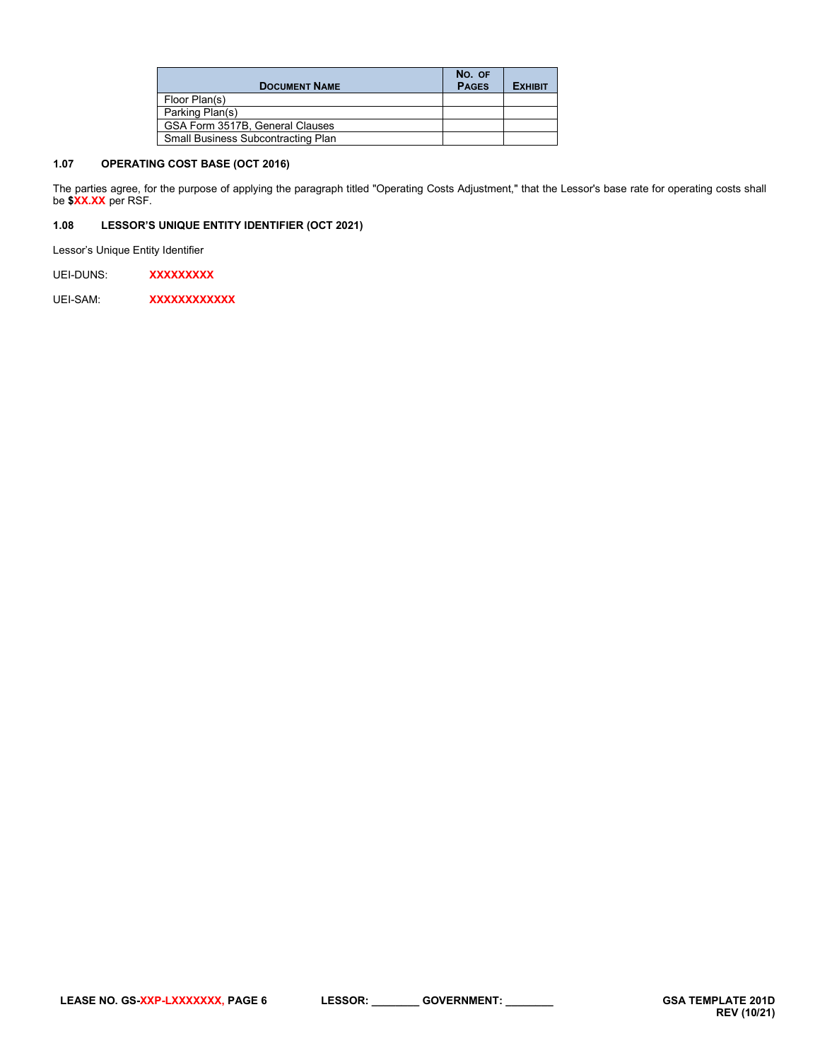| DOCUMENT NAME | NO. OF PAGES | EXHIBIT |
|---|---|---|
| Floor Plan(s) | | |
| Parking Plan(s) | | |
| GSA Form 3517B, General Clauses | | |
| Small Business Subcontracting Plan | | |

### 1.07 OPERATING COST BASE (OCT 2016)

The parties agree, for the purpose of applying the paragraph titled "Operating Costs Adjustment," that the Lessor's base rate for operating costs shall be **$XX.XX** per RSF.

### 1.08 LESSOR'S UNIQUE ENTITY IDENTIFIER (OCT 2021)

Lessor's Unique Entity Identifier

UEI-DUNS: **XXXXXXXXX**

UEI-SAM: **XXXXXXXXXXXX**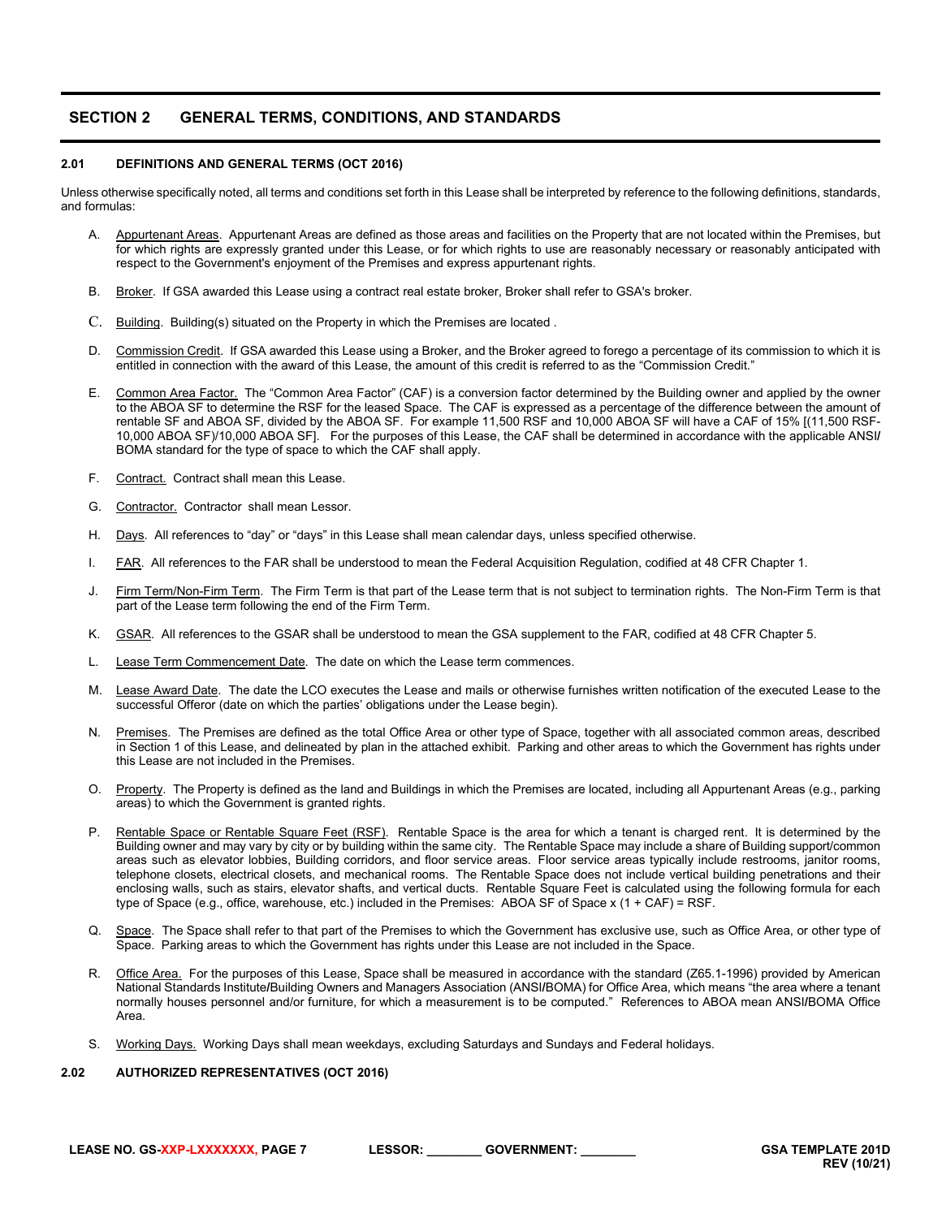# SECTION 2 GENERAL TERMS, CONDITIONS, AND STANDARDS

## 2.01 DEFINITIONS AND GENERAL TERMS (OCT 2016)

Unless otherwise specifically noted, all terms and conditions set forth in this Lease shall be interpreted by reference to the following definitions, standards, and formulas:

A. Appurtenant Areas. Appurtenant Areas are defined as those areas and facilities on the Property that are not located within the Premises, but for which rights are expressly granted under this Lease, or for which rights to use are reasonably necessary or reasonably anticipated with respect to the Government's enjoyment of the Premises and express appurtenant rights.

B. Broker. If GSA awarded this Lease using a contract real estate broker, Broker shall refer to GSA's broker.

C. Building. Building(s) situated on the Property in which the Premises are located .

D. Commission Credit. If GSA awarded this Lease using a Broker, and the Broker agreed to forego a percentage of its commission to which it is entitled in connection with the award of this Lease, the amount of this credit is referred to as the "Commission Credit."

E. Common Area Factor. The "Common Area Factor" (CAF) is a conversion factor determined by the Building owner and applied by the owner to the ABOA SF to determine the RSF for the leased Space. The CAF is expressed as a percentage of the difference between the amount of rentable SF and ABOA SF, divided by the ABOA SF. For example 11,500 RSF and 10,000 ABOA SF will have a CAF of 15% [(11,500 RSF-10,000 ABOA SF)/10,000 ABOA SF]. For the purposes of this Lease, the CAF shall be determined in accordance with the applicable ANSI/ BOMA standard for the type of space to which the CAF shall apply.

F. Contract. Contract shall mean this Lease.

G. Contractor. Contractor shall mean Lessor.

H. Days. All references to "day" or "days" in this Lease shall mean calendar days, unless specified otherwise.

I. FAR. All references to the FAR shall be understood to mean the Federal Acquisition Regulation, codified at 48 CFR Chapter 1.

J. Firm Term/Non-Firm Term. The Firm Term is that part of the Lease term that is not subject to termination rights. The Non-Firm Term is that part of the Lease term following the end of the Firm Term.

K. GSAR. All references to the GSAR shall be understood to mean the GSA supplement to the FAR, codified at 48 CFR Chapter 5.

L. Lease Term Commencement Date. The date on which the Lease term commences.

M. Lease Award Date. The date the LCO executes the Lease and mails or otherwise furnishes written notification of the executed Lease to the successful Offeror (date on which the parties' obligations under the Lease begin).

N. Premises. The Premises are defined as the total Office Area or other type of Space, together with all associated common areas, described in Section 1 of this Lease, and delineated by plan in the attached exhibit. Parking and other areas to which the Government has rights under this Lease are not included in the Premises.

O. Property. The Property is defined as the land and Buildings in which the Premises are located, including all Appurtenant Areas (e.g., parking areas) to which the Government is granted rights.

P. Rentable Space or Rentable Square Feet (RSF). Rentable Space is the area for which a tenant is charged rent. It is determined by the Building owner and may vary by city or by building within the same city. The Rentable Space may include a share of Building support/common areas such as elevator lobbies, Building corridors, and floor service areas. Floor service areas typically include restrooms, janitor rooms, telephone closets, electrical closets, and mechanical rooms. The Rentable Space does not include vertical building penetrations and their enclosing walls, such as stairs, elevator shafts, and vertical ducts. Rentable Square Feet is calculated using the following formula for each type of Space (e.g., office, warehouse, etc.) included in the Premises: ABOA SF of Space x (1 + CAF) = RSF.

Q. Space. The Space shall refer to that part of the Premises to which the Government has exclusive use, such as Office Area, or other type of Space. Parking areas to which the Government has rights under this Lease are not included in the Space.

R. Office Area. For the purposes of this Lease, Space shall be measured in accordance with the standard (Z65.1-1996) provided by American National Standards Institute/Building Owners and Managers Association (ANSI/BOMA) for Office Area, which means "the area where a tenant normally houses personnel and/or furniture, for which a measurement is to be computed." References to ABOA mean ANSI/BOMA Office Area.

S. Working Days. Working Days shall mean weekdays, excluding Saturdays and Sundays and Federal holidays.

## 2.02 AUTHORIZED REPRESENTATIVES (OCT 2016)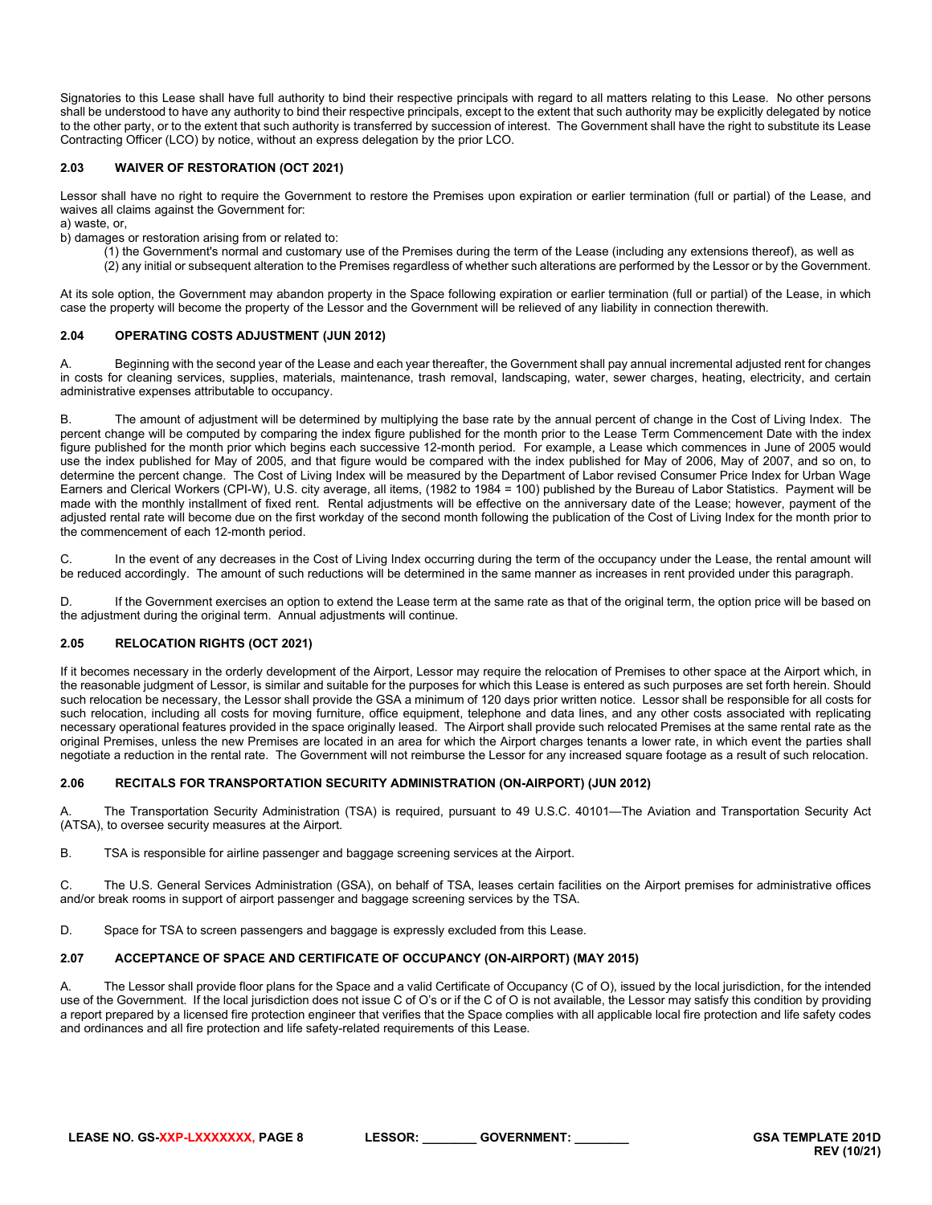Signatories to this Lease shall have full authority to bind their respective principals with regard to all matters relating to this Lease. No other persons shall be understood to have any authority to bind their respective principals, except to the extent that such authority may be explicitly delegated by notice to the other party, or to the extent that such authority is transferred by succession of interest. The Government shall have the right to substitute its Lease Contracting Officer (LCO) by notice, without an express delegation by the prior LCO.

### 2.03 WAIVER OF RESTORATION (OCT 2021)

Lessor shall have no right to require the Government to restore the Premises upon expiration or earlier termination (full or partial) of the Lease, and waives all claims against the Government for:
a) waste, or,
b) damages or restoration arising from or related to:
(1) the Government's normal and customary use of the Premises during the term of the Lease (including any extensions thereof), as well as
(2) any initial or subsequent alteration to the Premises regardless of whether such alterations are performed by the Lessor or by the Government.

At its sole option, the Government may abandon property in the Space following expiration or earlier termination (full or partial) of the Lease, in which case the property will become the property of the Lessor and the Government will be relieved of any liability in connection therewith.

### 2.04 OPERATING COSTS ADJUSTMENT (JUN 2012)

A. Beginning with the second year of the Lease and each year thereafter, the Government shall pay annual incremental adjusted rent for changes in costs for cleaning services, supplies, materials, maintenance, trash removal, landscaping, water, sewer charges, heating, electricity, and certain administrative expenses attributable to occupancy.

B. The amount of adjustment will be determined by multiplying the base rate by the annual percent of change in the Cost of Living Index. The percent change will be computed by comparing the index figure published for the month prior to the Lease Term Commencement Date with the index figure published for the month prior which begins each successive 12-month period. For example, a Lease which commences in June of 2005 would use the index published for May of 2005, and that figure would be compared with the index published for May of 2006, May of 2007, and so on, to determine the percent change. The Cost of Living Index will be measured by the Department of Labor revised Consumer Price Index for Urban Wage Earners and Clerical Workers (CPI-W), U.S. city average, all items, (1982 to 1984 = 100) published by the Bureau of Labor Statistics. Payment will be made with the monthly installment of fixed rent. Rental adjustments will be effective on the anniversary date of the Lease; however, payment of the adjusted rental rate will become due on the first workday of the second month following the publication of the Cost of Living Index for the month prior to the commencement of each 12-month period.

C. In the event of any decreases in the Cost of Living Index occurring during the term of the occupancy under the Lease, the rental amount will be reduced accordingly. The amount of such reductions will be determined in the same manner as increases in rent provided under this paragraph.

D. If the Government exercises an option to extend the Lease term at the same rate as that of the original term, the option price will be based on the adjustment during the original term. Annual adjustments will continue.

### 2.05 RELOCATION RIGHTS (OCT 2021)

If it becomes necessary in the orderly development of the Airport, Lessor may require the relocation of Premises to other space at the Airport which, in the reasonable judgment of Lessor, is similar and suitable for the purposes for which this Lease is entered as such purposes are set forth herein. Should such relocation be necessary, the Lessor shall provide the GSA a minimum of 120 days prior written notice. Lessor shall be responsible for all costs for such relocation, including all costs for moving furniture, office equipment, telephone and data lines, and any other costs associated with replicating necessary operational features provided in the space originally leased. The Airport shall provide such relocated Premises at the same rental rate as the original Premises, unless the new Premises are located in an area for which the Airport charges tenants a lower rate, in which event the parties shall negotiate a reduction in the rental rate. The Government will not reimburse the Lessor for any increased square footage as a result of such relocation.

### 2.06 RECITALS FOR TRANSPORTATION SECURITY ADMINISTRATION (ON-AIRPORT) (JUN 2012)

A. The Transportation Security Administration (TSA) is required, pursuant to 49 U.S.C. 40101—The Aviation and Transportation Security Act (ATSA), to oversee security measures at the Airport.

B. TSA is responsible for airline passenger and baggage screening services at the Airport.

C. The U.S. General Services Administration (GSA), on behalf of TSA, leases certain facilities on the Airport premises for administrative offices and/or break rooms in support of airport passenger and baggage screening services by the TSA.

D. Space for TSA to screen passengers and baggage is expressly excluded from this Lease.

### 2.07 ACCEPTANCE OF SPACE AND CERTIFICATE OF OCCUPANCY (ON-AIRPORT) (MAY 2015)

A. The Lessor shall provide floor plans for the Space and a valid Certificate of Occupancy (C of O), issued by the local jurisdiction, for the intended use of the Government. If the local jurisdiction does not issue C of O's or if the C of O is not available, the Lessor may satisfy this condition by providing a report prepared by a licensed fire protection engineer that verifies that the Space complies with all applicable local fire protection and life safety codes and ordinances and all fire protection and life safety-related requirements of this Lease.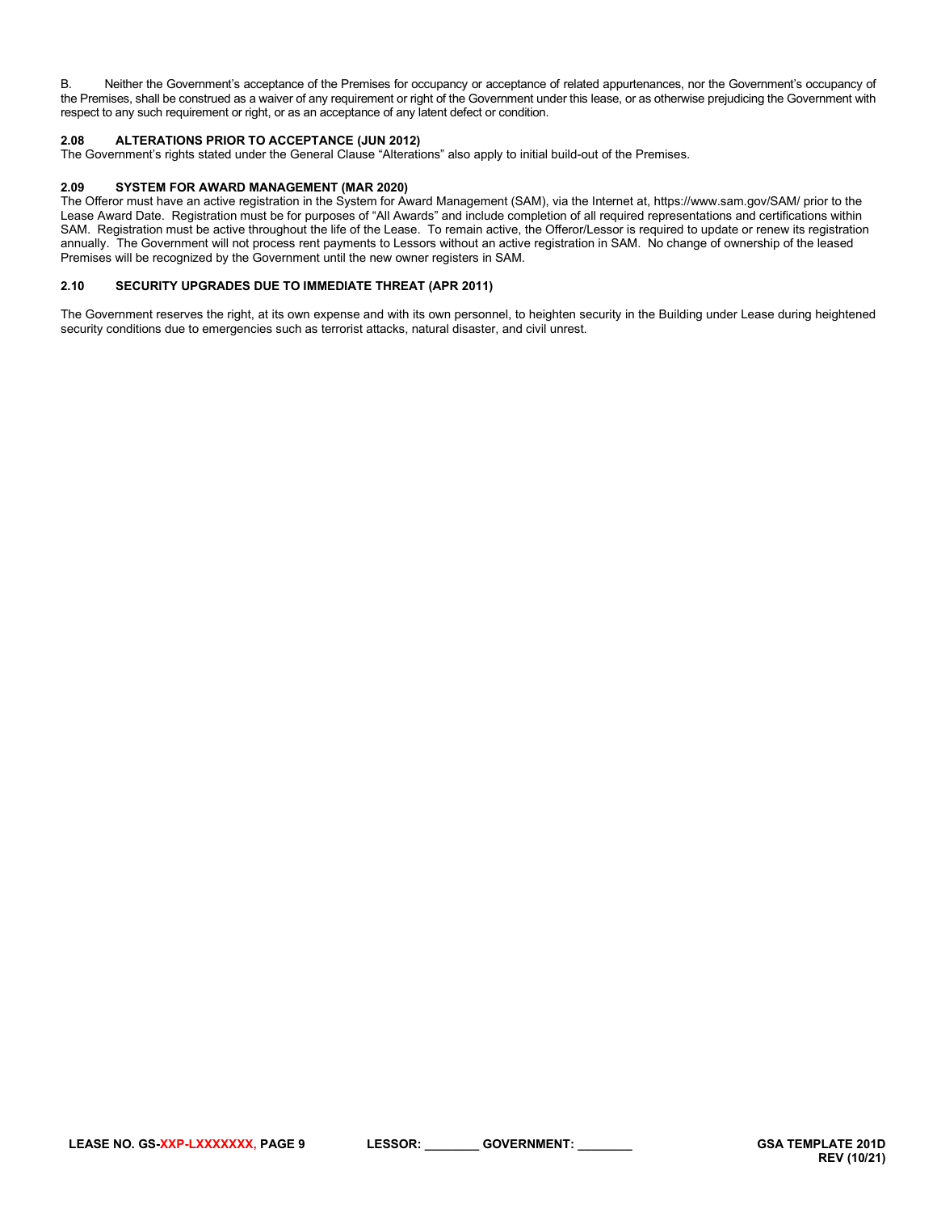B. Neither the Government's acceptance of the Premises for occupancy or acceptance of related appurtenances, nor the Government's occupancy of the Premises, shall be construed as a waiver of any requirement or right of the Government under this lease, or as otherwise prejudicing the Government with respect to any such requirement or right, or as an acceptance of any latent defect or condition.

### 2.08 ALTERATIONS PRIOR TO ACCEPTANCE (JUN 2012)

The Government's rights stated under the General Clause "Alterations" also apply to initial build-out of the Premises.

### 2.09 SYSTEM FOR AWARD MANAGEMENT (MAR 2020)

The Offeror must have an active registration in the System for Award Management (SAM), via the Internet at, https://www.sam.gov/SAM/ prior to the Lease Award Date. Registration must be for purposes of "All Awards" and include completion of all required representations and certifications within SAM. Registration must be active throughout the life of the Lease. To remain active, the Offeror/Lessor is required to update or renew its registration annually. The Government will not process rent payments to Lessors without an active registration in SAM. No change of ownership of the leased Premises will be recognized by the Government until the new owner registers in SAM.

### 2.10 SECURITY UPGRADES DUE TO IMMEDIATE THREAT (APR 2011)

The Government reserves the right, at its own expense and with its own personnel, to heighten security in the Building under Lease during heightened security conditions due to emergencies such as terrorist attacks, natural disaster, and civil unrest.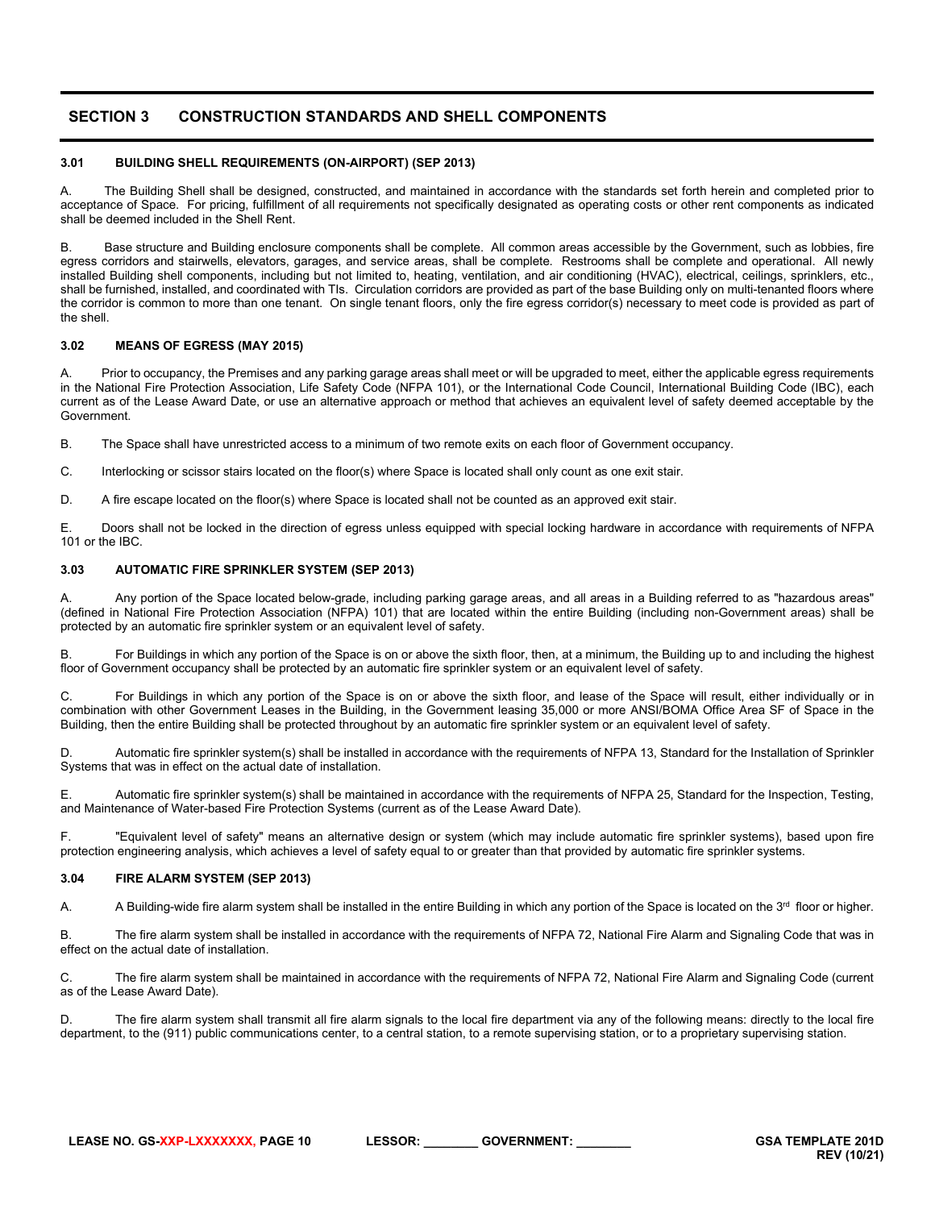## SECTION 3 CONSTRUCTION STANDARDS AND SHELL COMPONENTS

### 3.01 BUILDING SHELL REQUIREMENTS (ON-AIRPORT) (SEP 2013)

A. The Building Shell shall be designed, constructed, and maintained in accordance with the standards set forth herein and completed prior to acceptance of Space. For pricing, fulfillment of all requirements not specifically designated as operating costs or other rent components as indicated shall be deemed included in the Shell Rent.

B. Base structure and Building enclosure components shall be complete. All common areas accessible by the Government, such as lobbies, fire egress corridors and stairwells, elevators, garages, and service areas, shall be complete. Restrooms shall be complete and operational. All newly installed Building shell components, including but not limited to, heating, ventilation, and air conditioning (HVAC), electrical, ceilings, sprinklers, etc., shall be furnished, installed, and coordinated with TIs. Circulation corridors are provided as part of the base Building only on multi-tenanted floors where the corridor is common to more than one tenant. On single tenant floors, only the fire egress corridor(s) necessary to meet code is provided as part of the shell.

### 3.02 MEANS OF EGRESS (MAY 2015)

A. Prior to occupancy, the Premises and any parking garage areas shall meet or will be upgraded to meet, either the applicable egress requirements in the National Fire Protection Association, Life Safety Code (NFPA 101), or the International Code Council, International Building Code (IBC), each current as of the Lease Award Date, or use an alternative approach or method that achieves an equivalent level of safety deemed acceptable by the Government.

B. The Space shall have unrestricted access to a minimum of two remote exits on each floor of Government occupancy.

C. Interlocking or scissor stairs located on the floor(s) where Space is located shall only count as one exit stair.

D. A fire escape located on the floor(s) where Space is located shall not be counted as an approved exit stair.

E. Doors shall not be locked in the direction of egress unless equipped with special locking hardware in accordance with requirements of NFPA 101 or the IBC.

### 3.03 AUTOMATIC FIRE SPRINKLER SYSTEM (SEP 2013)

A. Any portion of the Space located below-grade, including parking garage areas, and all areas in a Building referred to as "hazardous areas" (defined in National Fire Protection Association (NFPA) 101) that are located within the entire Building (including non-Government areas) shall be protected by an automatic fire sprinkler system or an equivalent level of safety.

B. For Buildings in which any portion of the Space is on or above the sixth floor, then, at a minimum, the Building up to and including the highest floor of Government occupancy shall be protected by an automatic fire sprinkler system or an equivalent level of safety.

C. For Buildings in which any portion of the Space is on or above the sixth floor, and lease of the Space will result, either individually or in combination with other Government Leases in the Building, in the Government leasing 35,000 or more ANSI/BOMA Office Area SF of Space in the Building, then the entire Building shall be protected throughout by an automatic fire sprinkler system or an equivalent level of safety.

D. Automatic fire sprinkler system(s) shall be installed in accordance with the requirements of NFPA 13, Standard for the Installation of Sprinkler Systems that was in effect on the actual date of installation.

E. Automatic fire sprinkler system(s) shall be maintained in accordance with the requirements of NFPA 25, Standard for the Inspection, Testing, and Maintenance of Water-based Fire Protection Systems (current as of the Lease Award Date).

F. "Equivalent level of safety" means an alternative design or system (which may include automatic fire sprinkler systems), based upon fire protection engineering analysis, which achieves a level of safety equal to or greater than that provided by automatic fire sprinkler systems.

### 3.04 FIRE ALARM SYSTEM (SEP 2013)

A. A Building-wide fire alarm system shall be installed in the entire Building in which any portion of the Space is located on the 3rd floor or higher.

B. The fire alarm system shall be installed in accordance with the requirements of NFPA 72, National Fire Alarm and Signaling Code that was in effect on the actual date of installation.

C. The fire alarm system shall be maintained in accordance with the requirements of NFPA 72, National Fire Alarm and Signaling Code (current as of the Lease Award Date).

D. The fire alarm system shall transmit all fire alarm signals to the local fire department via any of the following means: directly to the local fire department, to the (911) public communications center, to a central station, to a remote supervising station, or to a proprietary supervising station.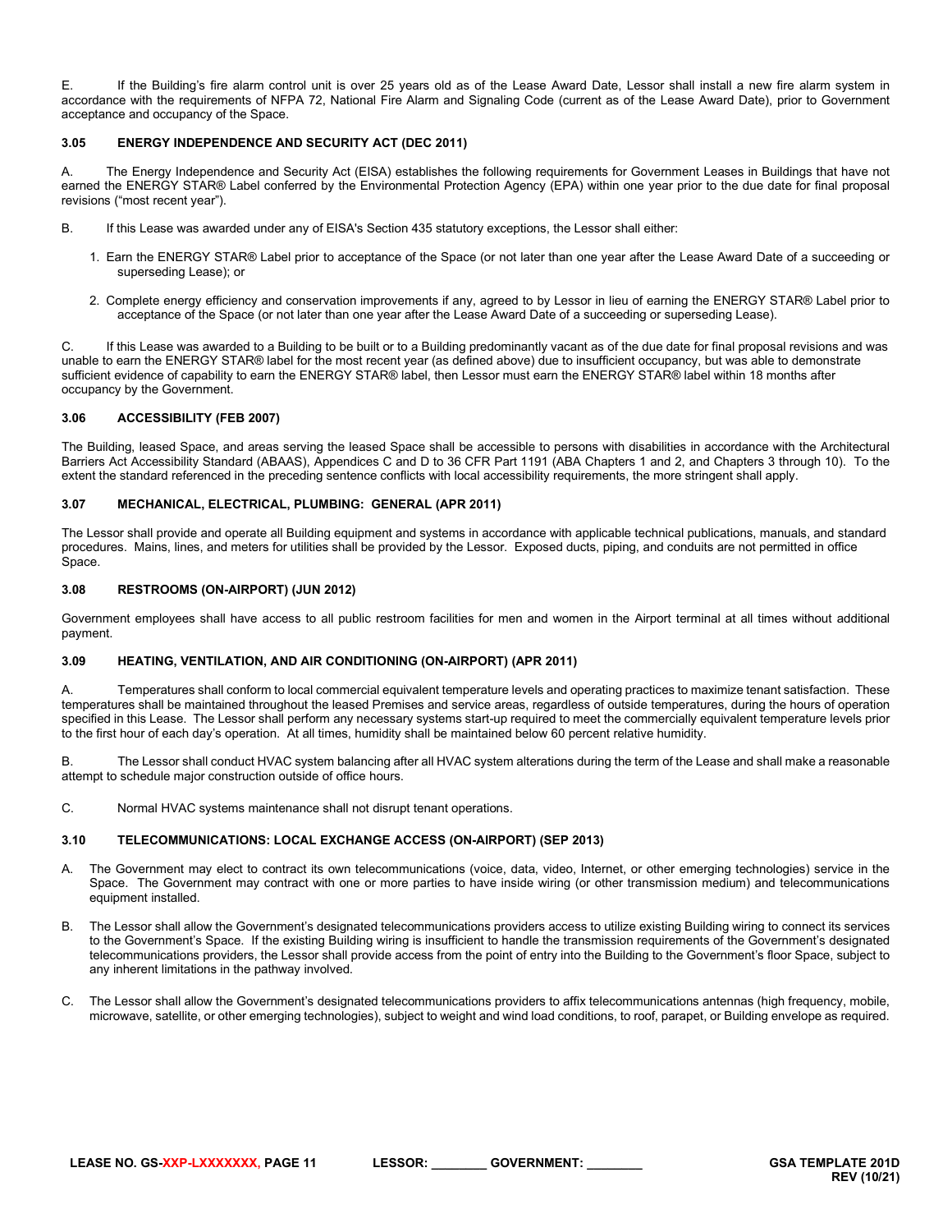E. If the Building's fire alarm control unit is over 25 years old as of the Lease Award Date, Lessor shall install a new fire alarm system in accordance with the requirements of NFPA 72, National Fire Alarm and Signaling Code (current as of the Lease Award Date), prior to Government acceptance and occupancy of the Space.

### 3.05 ENERGY INDEPENDENCE AND SECURITY ACT (DEC 2011)

A. The Energy Independence and Security Act (EISA) establishes the following requirements for Government Leases in Buildings that have not earned the ENERGY STAR® Label conferred by the Environmental Protection Agency (EPA) within one year prior to the due date for final proposal revisions ("most recent year").

B. If this Lease was awarded under any of EISA's Section 435 statutory exceptions, the Lessor shall either:

1. Earn the ENERGY STAR® Label prior to acceptance of the Space (or not later than one year after the Lease Award Date of a succeeding or superseding Lease); or
2. Complete energy efficiency and conservation improvements if any, agreed to by Lessor in lieu of earning the ENERGY STAR® Label prior to acceptance of the Space (or not later than one year after the Lease Award Date of a succeeding or superseding Lease).

C. If this Lease was awarded to a Building to be built or to a Building predominantly vacant as of the due date for final proposal revisions and was unable to earn the ENERGY STAR® label for the most recent year (as defined above) due to insufficient occupancy, but was able to demonstrate sufficient evidence of capability to earn the ENERGY STAR® label, then Lessor must earn the ENERGY STAR® label within 18 months after occupancy by the Government.

### 3.06 ACCESSIBILITY (FEB 2007)

The Building, leased Space, and areas serving the leased Space shall be accessible to persons with disabilities in accordance with the Architectural Barriers Act Accessibility Standard (ABAAS), Appendices C and D to 36 CFR Part 1191 (ABA Chapters 1 and 2, and Chapters 3 through 10). To the extent the standard referenced in the preceding sentence conflicts with local accessibility requirements, the more stringent shall apply.

### 3.07 MECHANICAL, ELECTRICAL, PLUMBING: GENERAL (APR 2011)

The Lessor shall provide and operate all Building equipment and systems in accordance with applicable technical publications, manuals, and standard procedures. Mains, lines, and meters for utilities shall be provided by the Lessor. Exposed ducts, piping, and conduits are not permitted in office Space.

### 3.08 RESTROOMS (ON-AIRPORT) (JUN 2012)

Government employees shall have access to all public restroom facilities for men and women in the Airport terminal at all times without additional payment.

### 3.09 HEATING, VENTILATION, AND AIR CONDITIONING (ON-AIRPORT) (APR 2011)

A. Temperatures shall conform to local commercial equivalent temperature levels and operating practices to maximize tenant satisfaction. These temperatures shall be maintained throughout the leased Premises and service areas, regardless of outside temperatures, during the hours of operation specified in this Lease. The Lessor shall perform any necessary systems start-up required to meet the commercially equivalent temperature levels prior to the first hour of each day's operation. At all times, humidity shall be maintained below 60 percent relative humidity.

B. The Lessor shall conduct HVAC system balancing after all HVAC system alterations during the term of the Lease and shall make a reasonable attempt to schedule major construction outside of office hours.

C. Normal HVAC systems maintenance shall not disrupt tenant operations.

### 3.10 TELECOMMUNICATIONS: LOCAL EXCHANGE ACCESS (ON-AIRPORT) (SEP 2013)

A. The Government may elect to contract its own telecommunications (voice, data, video, Internet, or other emerging technologies) service in the Space. The Government may contract with one or more parties to have inside wiring (or other transmission medium) and telecommunications equipment installed.

B. The Lessor shall allow the Government's designated telecommunications providers access to utilize existing Building wiring to connect its services to the Government's Space. If the existing Building wiring is insufficient to handle the transmission requirements of the Government's designated telecommunications providers, the Lessor shall provide access from the point of entry into the Building to the Government's floor Space, subject to any inherent limitations in the pathway involved.

C. The Lessor shall allow the Government's designated telecommunications providers to affix telecommunications antennas (high frequency, mobile, microwave, satellite, or other emerging technologies), subject to weight and wind load conditions, to roof, parapet, or Building envelope as required.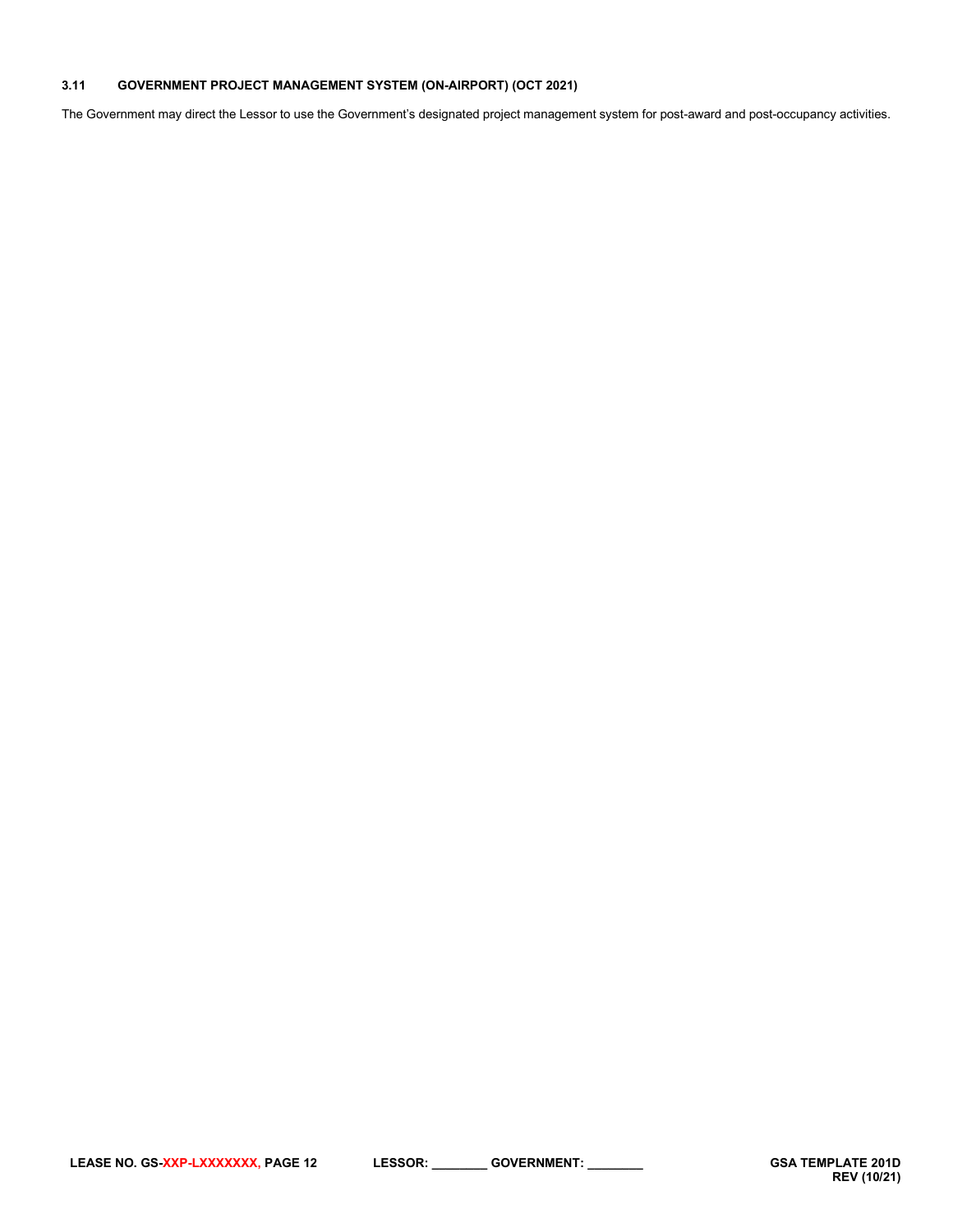### 3.11 GOVERNMENT PROJECT MANAGEMENT SYSTEM (ON-AIRPORT) (OCT 2021)

The Government may direct the Lessor to use the Government's designated project management system for post-award and post-occupancy activities.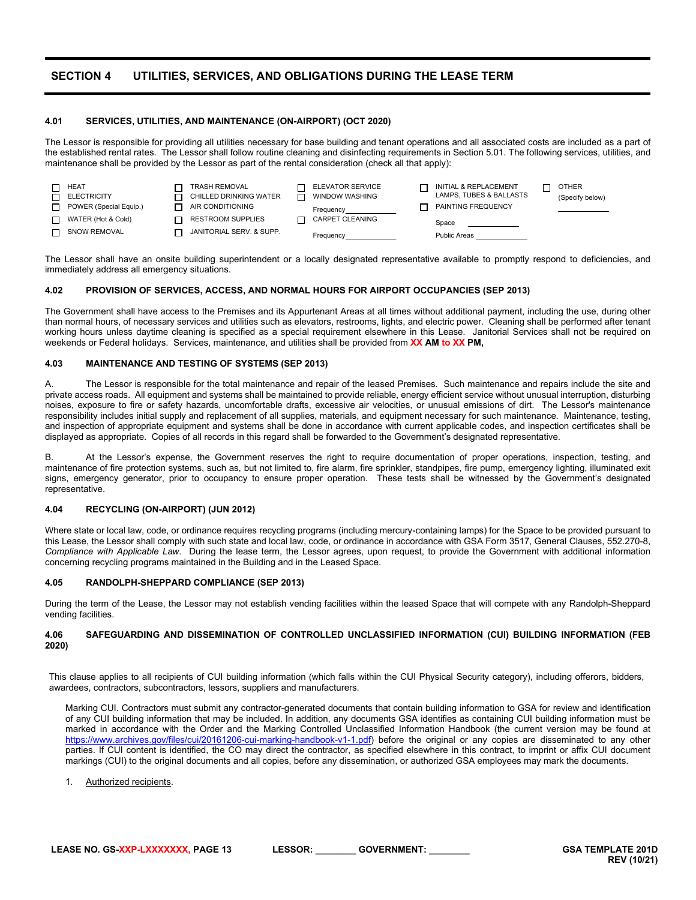## SECTION 4 UTILITIES, SERVICES, AND OBLIGATIONS DURING THE LEASE TERM

### 4.01 SERVICES, UTILITIES, AND MAINTENANCE (ON-AIRPORT) (OCT 2020)

The Lessor is responsible for providing all utilities necessary for base building and tenant operations and all associated costs are included as a part of the established rental rates. The Lessor shall follow routine cleaning and disinfecting requirements in Section 5.01. The following services, utilities, and maintenance shall be provided by the Lessor as part of the rental consideration (check all that apply):

| | | | | |
|---|---|---|---|---|
| ☐ HEAT | ☐ TRASH REMOVAL | ☐ ELEVATOR SERVICE | ☐ INITIAL & REPLACEMENT LAMPS, TUBES & BALLASTS | ☐ OTHER (Specify below) ________ |
| ☐ ELECTRICITY | ☐ CHILLED DRINKING WATER | ☐ WINDOW WASHING Frequency________ | ☐ PAINTING FREQUENCY | |
| ☐ POWER (Special Equip.) | ☐ AIR CONDITIONING | | Space ________ | |
| ☐ WATER (Hot & Cold) | ☐ RESTROOM SUPPLIES | ☐ CARPET CLEANING Frequency________ | Public Areas ________ | |
| ☐ SNOW REMOVAL | ☐ JANITORIAL SERV. & SUPP. | | | |

The Lessor shall have an onsite building superintendent or a locally designated representative available to promptly respond to deficiencies, and immediately address all emergency situations.

### 4.02 PROVISION OF SERVICES, ACCESS, AND NORMAL HOURS FOR AIRPORT OCCUPANCIES (SEP 2013)

The Government shall have access to the Premises and its Appurtenant Areas at all times without additional payment, including the use, during other than normal hours, of necessary services and utilities such as elevators, restrooms, lights, and electric power. Cleaning shall be performed after tenant working hours unless daytime cleaning is specified as a special requirement elsewhere in this Lease. Janitorial Services shall not be required on weekends or Federal holidays. Services, maintenance, and utilities shall be provided from **XX AM to XX PM,**

### 4.03 MAINTENANCE AND TESTING OF SYSTEMS (SEP 2013)

A. The Lessor is responsible for the total maintenance and repair of the leased Premises. Such maintenance and repairs include the site and private access roads. All equipment and systems shall be maintained to provide reliable, energy efficient service without unusual interruption, disturbing noises, exposure to fire or safety hazards, uncomfortable drafts, excessive air velocities, or unusual emissions of dirt. The Lessor's maintenance responsibility includes initial supply and replacement of all supplies, materials, and equipment necessary for such maintenance. Maintenance, testing, and inspection of appropriate equipment and systems shall be done in accordance with current applicable codes, and inspection certificates shall be displayed as appropriate. Copies of all records in this regard shall be forwarded to the Government's designated representative.

B. At the Lessor's expense, the Government reserves the right to require documentation of proper operations, inspection, testing, and maintenance of fire protection systems, such as, but not limited to, fire alarm, fire sprinkler, standpipes, fire pump, emergency lighting, illuminated exit signs, emergency generator, prior to occupancy to ensure proper operation. These tests shall be witnessed by the Government's designated representative.

### 4.04 RECYCLING (ON-AIRPORT) (JUN 2012)

Where state or local law, code, or ordinance requires recycling programs (including mercury-containing lamps) for the Space to be provided pursuant to this Lease, the Lessor shall comply with such state and local law, code, or ordinance in accordance with GSA Form 3517, General Clauses, 552.270-8, *Compliance with Applicable Law*. During the lease term, the Lessor agrees, upon request, to provide the Government with additional information concerning recycling programs maintained in the Building and in the Leased Space.

### 4.05 RANDOLPH-SHEPPARD COMPLIANCE (SEP 2013)

During the term of the Lease, the Lessor may not establish vending facilities within the leased Space that will compete with any Randolph-Sheppard vending facilities.

### 4.06 SAFEGUARDING AND DISSEMINATION OF CONTROLLED UNCLASSIFIED INFORMATION (CUI) BUILDING INFORMATION (FEB 2020)

This clause applies to all recipients of CUI building information (which falls within the CUI Physical Security category), including offerors, bidders, awardees, contractors, subcontractors, lessors, suppliers and manufacturers.

Marking CUI. Contractors must submit any contractor-generated documents that contain building information to GSA for review and identification of any CUI building information that may be included. In addition, any documents GSA identifies as containing CUI building information must be marked in accordance with the Order and the Marking Controlled Unclassified Information Handbook (the current version may be found at https://www.archives.gov/files/cui/20161206-cui-marking-handbook-v1-1.pdf) before the original or any copies are disseminated to any other parties. If CUI content is identified, the CO may direct the contractor, as specified elsewhere in this contract, to imprint or affix CUI document markings (CUI) to the original documents and all copies, before any dissemination, or authorized GSA employees may mark the documents.

1. Authorized recipients.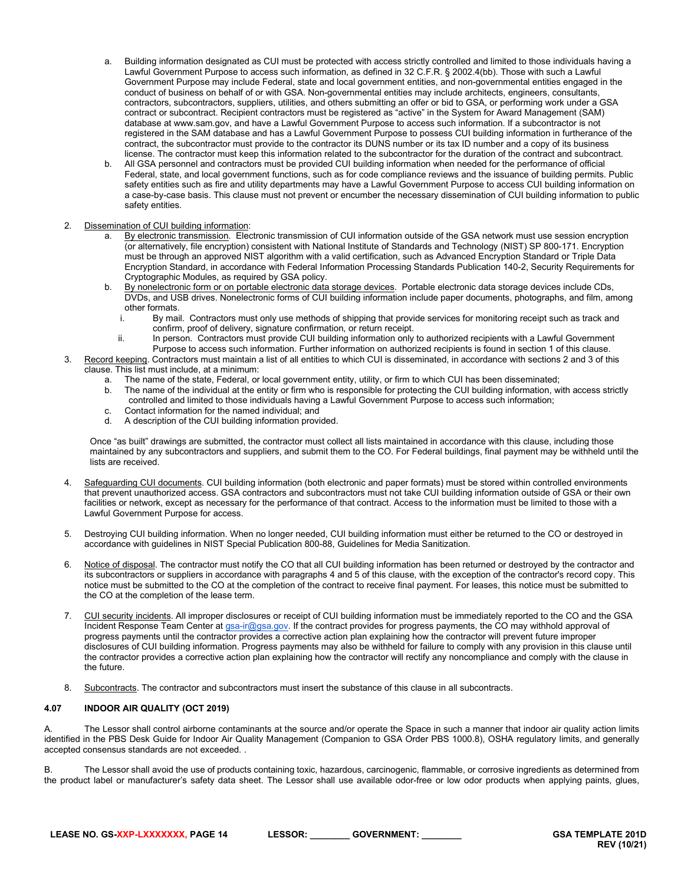a. Building information designated as CUI must be protected with access strictly controlled and limited to those individuals having a Lawful Government Purpose to access such information, as defined in 32 C.F.R. § 2002.4(bb). Those with such a Lawful Government Purpose may include Federal, state and local government entities, and non-governmental entities engaged in the conduct of business on behalf of or with GSA. Non-governmental entities may include architects, engineers, consultants, contractors, subcontractors, suppliers, utilities, and others submitting an offer or bid to GSA, or performing work under a GSA contract or subcontract. Recipient contractors must be registered as "active" in the System for Award Management (SAM) database at www.sam.gov, and have a Lawful Government Purpose to access such information. If a subcontractor is not registered in the SAM database and has a Lawful Government Purpose to possess CUI building information in furtherance of the contract, the subcontractor must provide to the contractor its DUNS number or its tax ID number and a copy of its business license. The contractor must keep this information related to the subcontractor for the duration of the contract and subcontract.

b. All GSA personnel and contractors must be provided CUI building information when needed for the performance of official Federal, state, and local government functions, such as for code compliance reviews and the issuance of building permits. Public safety entities such as fire and utility departments may have a Lawful Government Purpose to access CUI building information on a case-by-case basis. This clause must not prevent or encumber the necessary dissemination of CUI building information to public safety entities.

2. Dissemination of CUI building information:
   a. By electronic transmission. Electronic transmission of CUI information outside of the GSA network must use session encryption (or alternatively, file encryption) consistent with National Institute of Standards and Technology (NIST) SP 800-171. Encryption must be through an approved NIST algorithm with a valid certification, such as Advanced Encryption Standard or Triple Data Encryption Standard, in accordance with Federal Information Processing Standards Publication 140-2, Security Requirements for Cryptographic Modules, as required by GSA policy.
   b. By nonelectronic form or on portable electronic data storage devices. Portable electronic data storage devices include CDs, DVDs, and USB drives. Nonelectronic forms of CUI building information include paper documents, photographs, and film, among other formats.
      i. By mail. Contractors must only use methods of shipping that provide services for monitoring receipt such as track and confirm, proof of delivery, signature confirmation, or return receipt.
      ii. In person. Contractors must provide CUI building information only to authorized recipients with a Lawful Government Purpose to access such information. Further information on authorized recipients is found in section 1 of this clause.

3. Record keeping. Contractors must maintain a list of all entities to which CUI is disseminated, in accordance with sections 2 and 3 of this clause. This list must include, at a minimum:
   a. The name of the state, Federal, or local government entity, utility, or firm to which CUI has been disseminated;
   b. The name of the individual at the entity or firm who is responsible for protecting the CUI building information, with access strictly controlled and limited to those individuals having a Lawful Government Purpose to access such information;
   c. Contact information for the named individual; and
   d. A description of the CUI building information provided.

   Once "as built" drawings are submitted, the contractor must collect all lists maintained in accordance with this clause, including those maintained by any subcontractors and suppliers, and submit them to the CO. For Federal buildings, final payment may be withheld until the lists are received.

4. Safeguarding CUI documents. CUI building information (both electronic and paper formats) must be stored within controlled environments that prevent unauthorized access. GSA contractors and subcontractors must not take CUI building information outside of GSA or their own facilities or network, except as necessary for the performance of that contract. Access to the information must be limited to those with a Lawful Government Purpose for access.

5. Destroying CUI building information. When no longer needed, CUI building information must either be returned to the CO or destroyed in accordance with guidelines in NIST Special Publication 800-88, Guidelines for Media Sanitization.

6. Notice of disposal. The contractor must notify the CO that all CUI building information has been returned or destroyed by the contractor and its subcontractors or suppliers in accordance with paragraphs 4 and 5 of this clause, with the exception of the contractor's record copy. This notice must be submitted to the CO at the completion of the contract to receive final payment. For leases, this notice must be submitted to the CO at the completion of the lease term.

7. CUI security incidents. All improper disclosures or receipt of CUI building information must be immediately reported to the CO and the GSA Incident Response Team Center at gsa-ir@gsa.gov. If the contract provides for progress payments, the CO may withhold approval of progress payments until the contractor provides a corrective action plan explaining how the contractor will prevent future improper disclosures of CUI building information. Progress payments may also be withheld for failure to comply with any provision in this clause until the contractor provides a corrective action plan explaining how the contractor will rectify any noncompliance and comply with the clause in the future.

8. Subcontracts. The contractor and subcontractors must insert the substance of this clause in all subcontracts.

### 4.07 INDOOR AIR QUALITY (OCT 2019)

A. The Lessor shall control airborne contaminants at the source and/or operate the Space in such a manner that indoor air quality action limits identified in the PBS Desk Guide for Indoor Air Quality Management (Companion to GSA Order PBS 1000.8), OSHA regulatory limits, and generally accepted consensus standards are not exceeded. .

B. The Lessor shall avoid the use of products containing toxic, hazardous, carcinogenic, flammable, or corrosive ingredients as determined from the product label or manufacturer's safety data sheet. The Lessor shall use available odor-free or low odor products when applying paints, glues,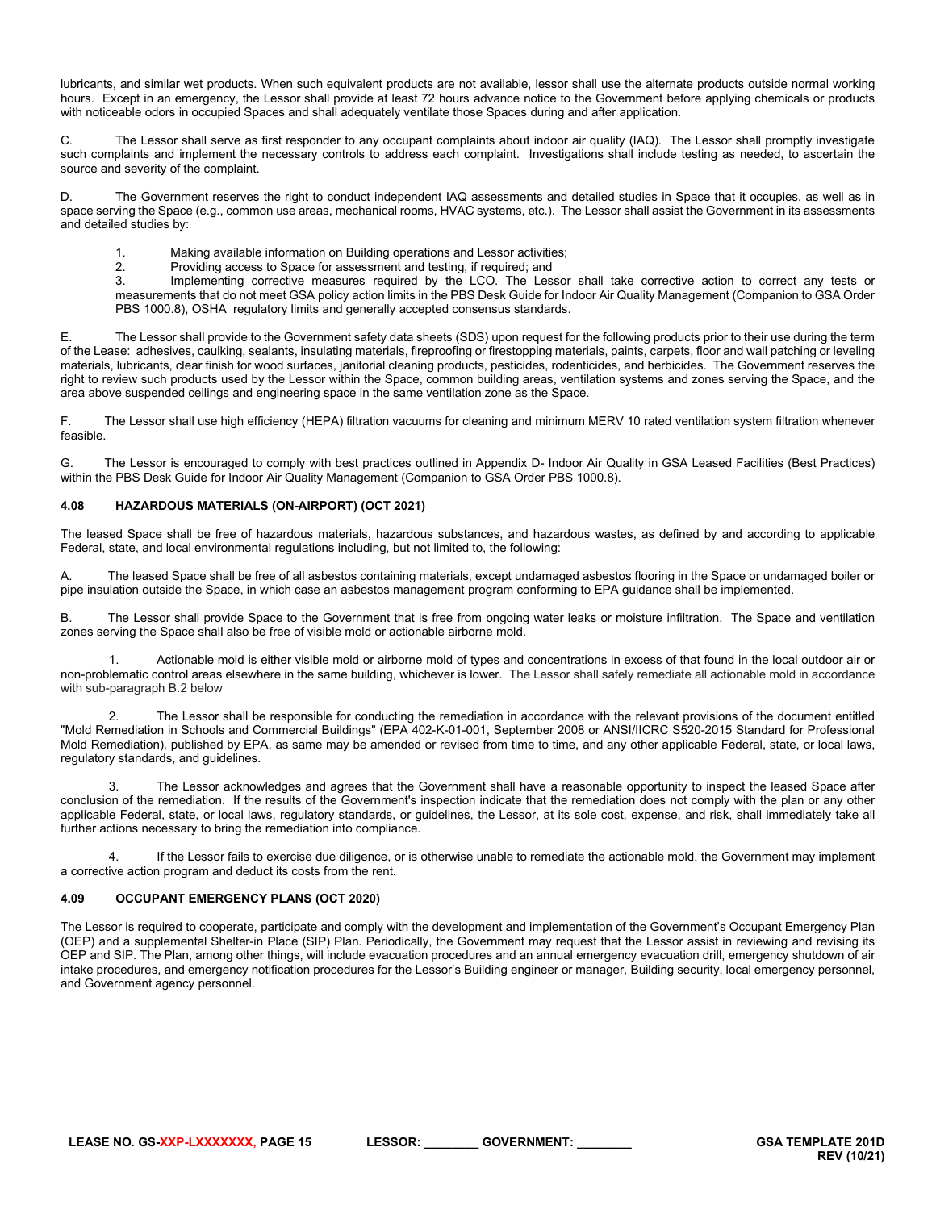lubricants, and similar wet products. When such equivalent products are not available, lessor shall use the alternate products outside normal working hours. Except in an emergency, the Lessor shall provide at least 72 hours advance notice to the Government before applying chemicals or products with noticeable odors in occupied Spaces and shall adequately ventilate those Spaces during and after application.

C. The Lessor shall serve as first responder to any occupant complaints about indoor air quality (IAQ). The Lessor shall promptly investigate such complaints and implement the necessary controls to address each complaint. Investigations shall include testing as needed, to ascertain the source and severity of the complaint.

D. The Government reserves the right to conduct independent IAQ assessments and detailed studies in Space that it occupies, as well as in space serving the Space (e.g., common use areas, mechanical rooms, HVAC systems, etc.). The Lessor shall assist the Government in its assessments and detailed studies by:

1. Making available information on Building operations and Lessor activities;
2. Providing access to Space for assessment and testing, if required; and
3. Implementing corrective measures required by the LCO. The Lessor shall take corrective action to correct any tests or measurements that do not meet GSA policy action limits in the PBS Desk Guide for Indoor Air Quality Management (Companion to GSA Order PBS 1000.8), OSHA regulatory limits and generally accepted consensus standards.

E. The Lessor shall provide to the Government safety data sheets (SDS) upon request for the following products prior to their use during the term of the Lease: adhesives, caulking, sealants, insulating materials, fireproofing or firestopping materials, paints, carpets, floor and wall patching or leveling materials, lubricants, clear finish for wood surfaces, janitorial cleaning products, pesticides, rodenticides, and herbicides. The Government reserves the right to review such products used by the Lessor within the Space, common building areas, ventilation systems and zones serving the Space, and the area above suspended ceilings and engineering space in the same ventilation zone as the Space.

F. The Lessor shall use high efficiency (HEPA) filtration vacuums for cleaning and minimum MERV 10 rated ventilation system filtration whenever feasible.

G. The Lessor is encouraged to comply with best practices outlined in Appendix D- Indoor Air Quality in GSA Leased Facilities (Best Practices) within the PBS Desk Guide for Indoor Air Quality Management (Companion to GSA Order PBS 1000.8).

### 4.08 HAZARDOUS MATERIALS (ON-AIRPORT) (OCT 2021)

The leased Space shall be free of hazardous materials, hazardous substances, and hazardous wastes, as defined by and according to applicable Federal, state, and local environmental regulations including, but not limited to, the following:

A. The leased Space shall be free of all asbestos containing materials, except undamaged asbestos flooring in the Space or undamaged boiler or pipe insulation outside the Space, in which case an asbestos management program conforming to EPA guidance shall be implemented.

B. The Lessor shall provide Space to the Government that is free from ongoing water leaks or moisture infiltration. The Space and ventilation zones serving the Space shall also be free of visible mold or actionable airborne mold.

1. Actionable mold is either visible mold or airborne mold of types and concentrations in excess of that found in the local outdoor air or non-problematic control areas elsewhere in the same building, whichever is lower. The Lessor shall safely remediate all actionable mold in accordance with sub-paragraph B.2 below

2. The Lessor shall be responsible for conducting the remediation in accordance with the relevant provisions of the document entitled "Mold Remediation in Schools and Commercial Buildings" (EPA 402-K-01-001, September 2008 or ANSI/IICRC S520-2015 Standard for Professional Mold Remediation), published by EPA, as same may be amended or revised from time to time, and any other applicable Federal, state, or local laws, regulatory standards, and guidelines.

3. The Lessor acknowledges and agrees that the Government shall have a reasonable opportunity to inspect the leased Space after conclusion of the remediation. If the results of the Government's inspection indicate that the remediation does not comply with the plan or any other applicable Federal, state, or local laws, regulatory standards, or guidelines, the Lessor, at its sole cost, expense, and risk, shall immediately take all further actions necessary to bring the remediation into compliance.

4. If the Lessor fails to exercise due diligence, or is otherwise unable to remediate the actionable mold, the Government may implement a corrective action program and deduct its costs from the rent.

### 4.09 OCCUPANT EMERGENCY PLANS (OCT 2020)

The Lessor is required to cooperate, participate and comply with the development and implementation of the Government's Occupant Emergency Plan (OEP) and a supplemental Shelter-in Place (SIP) Plan. Periodically, the Government may request that the Lessor assist in reviewing and revising its OEP and SIP. The Plan, among other things, will include evacuation procedures and an annual emergency evacuation drill, emergency shutdown of air intake procedures, and emergency notification procedures for the Lessor's Building engineer or manager, Building security, local emergency personnel, and Government agency personnel.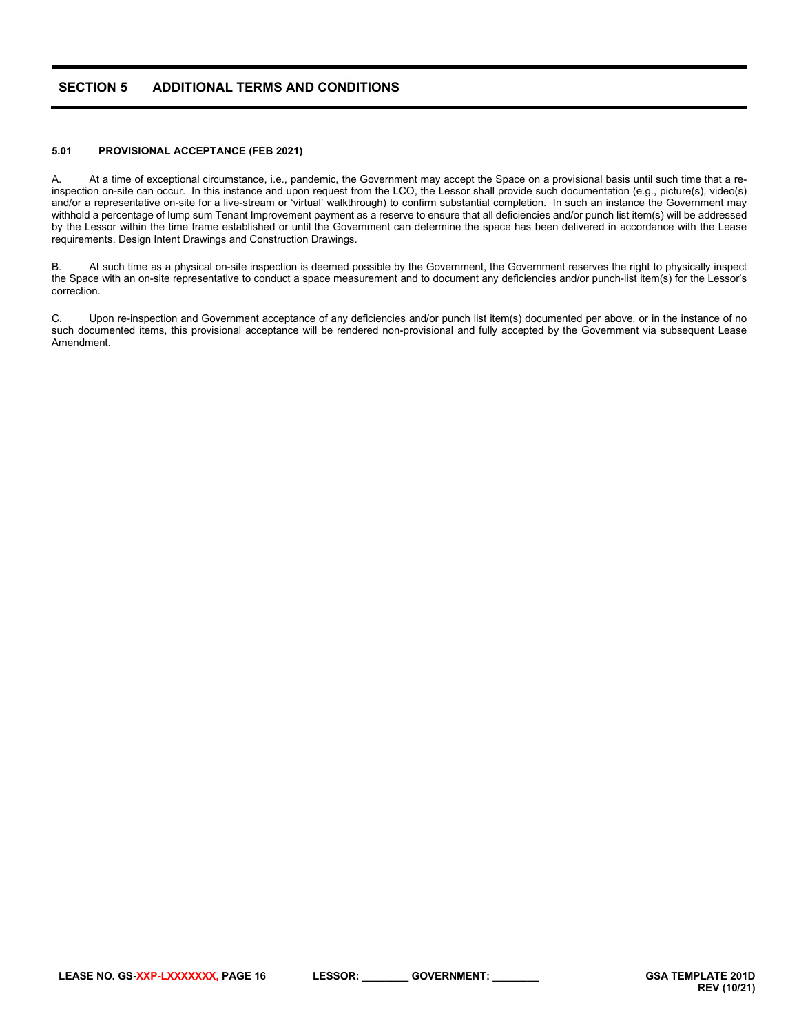## SECTION 5 ADDITIONAL TERMS AND CONDITIONS

### 5.01 PROVISIONAL ACCEPTANCE (FEB 2021)

A. At a time of exceptional circumstance, i.e., pandemic, the Government may accept the Space on a provisional basis until such time that a re-inspection on-site can occur. In this instance and upon request from the LCO, the Lessor shall provide such documentation (e.g., picture(s), video(s) and/or a representative on-site for a live-stream or 'virtual' walkthrough) to confirm substantial completion. In such an instance the Government may withhold a percentage of lump sum Tenant Improvement payment as a reserve to ensure that all deficiencies and/or punch list item(s) will be addressed by the Lessor within the time frame established or until the Government can determine the space has been delivered in accordance with the Lease requirements, Design Intent Drawings and Construction Drawings.

B. At such time as a physical on-site inspection is deemed possible by the Government, the Government reserves the right to physically inspect the Space with an on-site representative to conduct a space measurement and to document any deficiencies and/or punch-list item(s) for the Lessor's correction.

C. Upon re-inspection and Government acceptance of any deficiencies and/or punch list item(s) documented per above, or in the instance of no such documented items, this provisional acceptance will be rendered non-provisional and fully accepted by the Government via subsequent Lease Amendment.